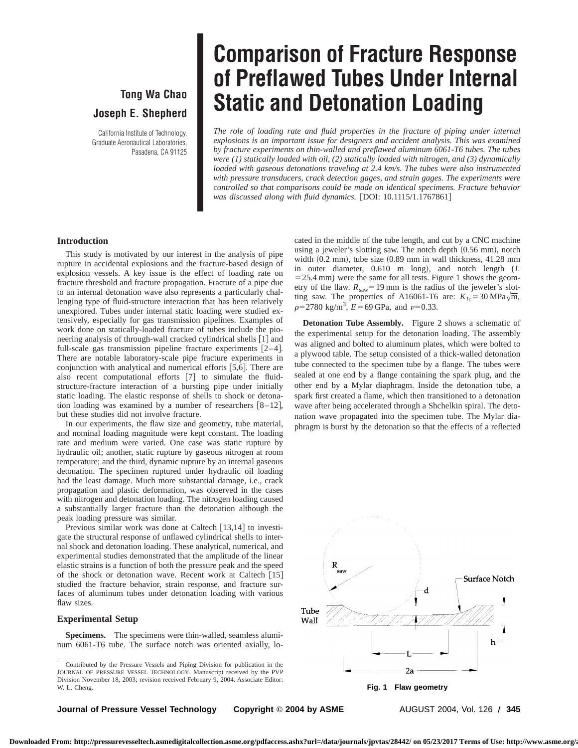# Comparison of Fracture Response of Preflawed Tubes Under Internal Static and Detonation Loading

**Tong Wa Chao**
**Joseph E. Shepherd**

California Institute of Technology,
Graduate Aeronautical Laboratories,
Pasadena, CA 91125

*The role of loading rate and fluid properties in the fracture of piping under internal explosions is an important issue for designers and accident analysis. This was examined by fracture experiments on thin-walled and preflawed aluminum 6061-T6 tubes. The tubes were (1) statically loaded with oil, (2) statically loaded with nitrogen, and (3) dynamically loaded with gaseous detonations traveling at 2.4 km/s. The tubes were also instrumented with pressure transducers, crack detection gages, and strain gages. The experiments were controlled so that comparisons could be made on identical specimens. Fracture behavior was discussed along with fluid dynamics.* [DOI: 10.1115/1.1767861]

## Introduction

This study is motivated by our interest in the analysis of pipe rupture in accidental explosions and the fracture-based design of explosion vessels. A key issue is the effect of loading rate on fracture threshold and fracture propagation. Fracture of a pipe due to an internal detonation wave also represents a particularly challenging type of fluid-structure interaction that has been relatively unexplored. Tubes under internal static loading were studied extensively, especially for gas transmission pipelines. Examples of work done on statically-loaded fracture of tubes include the pioneering analysis of through-wall cracked cylindrical shells [1] and full-scale gas transmission pipeline fracture experiments [2–4]. There are notable laboratory-scale pipe fracture experiments in conjunction with analytical and numerical efforts [5,6]. There are also recent computational efforts [7] to simulate the fluid-structure-fracture interaction of a bursting pipe under initially static loading. The elastic response of shells to shock or detonation loading was examined by a number of researchers [8–12], but these studies did not involve fracture.

In our experiments, the flaw size and geometry, tube material, and nominal loading magnitude were kept constant. The loading rate and medium were varied. One case was static rupture by hydraulic oil; another, static rupture by gaseous nitrogen at room temperature; and the third, dynamic rupture by an internal gaseous detonation. The specimen ruptured under hydraulic oil loading had the least damage. Much more substantial damage, i.e., crack propagation and plastic deformation, was observed in the cases with nitrogen and detonation loading. The nitrogen loading caused a substantially larger fracture than the detonation although the peak loading pressure was similar.

Previous similar work was done at Caltech [13,14] to investigate the structural response of unflawed cylindrical shells to internal shock and detonation loading. These analytical, numerical, and experimental studies demonstrated that the amplitude of the linear elastic strains is a function of both the pressure peak and the speed of the shock or detonation wave. Recent work at Caltech [15] studied the fracture behavior, strain response, and fracture surfaces of aluminum tubes under detonation loading with various flaw sizes.

## Experimental Setup

**Specimens.** The specimens were thin-walled, seamless aluminum 6061-T6 tube. The surface notch was oriented axially, located in the middle of the tube length, and cut by a CNC machine using a jeweler's slotting saw. The notch depth (0.56 mm), notch width (0.2 mm), tube size (0.89 mm in wall thickness, 41.28 mm in outer diameter, 0.610 m long), and notch length ($L$ = 25.4 mm) were the same for all tests. Figure 1 shows the geometry of the flaw. $R_{saw}$ = 19 mm is the radius of the jeweler's slotting saw. The properties of A16061-T6 are: $K_{Ic} = 30\ \mathrm{MPa}\sqrt{\mathrm{m}}$, $\rho = 2780\ \mathrm{kg/m^3}$, $E = 69$ GPa, and $\nu = 0.33$.

**Detonation Tube Assembly.** Figure 2 shows a schematic of the experimental setup for the detonation loading. The assembly was aligned and bolted to aluminum plates, which were bolted to a plywood table. The setup consisted of a thick-walled detonation tube connected to the specimen tube by a flange. The tubes were sealed at one end by a flange containing the spark plug, and the other end by a Mylar diaphragm. Inside the detonation tube, a spark first created a flame, which then transitioned to a detonation wave after being accelerated through a Shchelkin spiral. The detonation wave propagated into the specimen tube. The Mylar diaphragm is burst by the detonation so that the effects of a reflected

Fig. 1 Flaw geometry

Contributed by the Pressure Vessels and Piping Division for publication in the JOURNAL OF PRESSURE VESSEL TECHNOLOGY. Manuscript received by the PVP Division November 18, 2003; revision received February 9, 2004. Associate Editor: W. L. Cheng.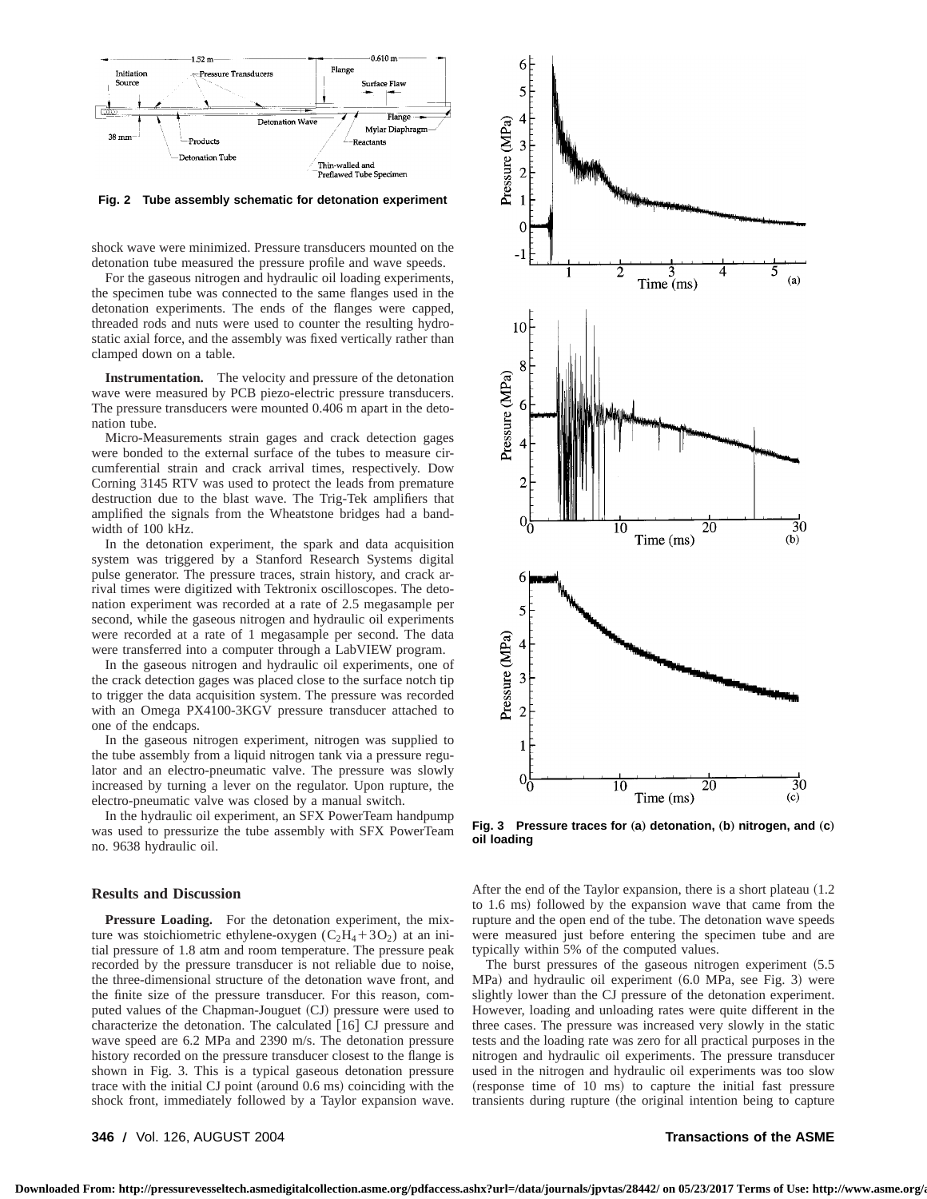Fig. 2 Tube assembly schematic for detonation experiment

shock wave were minimized. Pressure transducers mounted on the detonation tube measured the pressure profile and wave speeds.

For the gaseous nitrogen and hydraulic oil loading experiments, the specimen tube was connected to the same flanges used in the detonation experiments. The ends of the flanges were capped, threaded rods and nuts were used to counter the resulting hydrostatic axial force, and the assembly was fixed vertically rather than clamped down on a table.

**Instrumentation.** The velocity and pressure of the detonation wave were measured by PCB piezo-electric pressure transducers. The pressure transducers were mounted 0.406 m apart in the detonation tube.

Micro-Measurements strain gages and crack detection gages were bonded to the external surface of the tubes to measure circumferential strain and crack arrival times, respectively. Dow Corning 3145 RTV was used to protect the leads from premature destruction due to the blast wave. The Trig-Tek amplifiers that amplified the signals from the Wheatstone bridges had a bandwidth of 100 kHz.

In the detonation experiment, the spark and data acquisition system was triggered by a Stanford Research Systems digital pulse generator. The pressure traces, strain history, and crack arrival times were digitized with Tektronix oscilloscopes. The detonation experiment was recorded at a rate of 2.5 megasample per second, while the gaseous nitrogen and hydraulic oil experiments were recorded at a rate of 1 megasample per second. The data were transferred into a computer through a LabVIEW program.

In the gaseous nitrogen and hydraulic oil experiments, one of the crack detection gages was placed close to the surface notch tip to trigger the data acquisition system. The pressure was recorded with an Omega PX4100-3KGV pressure transducer attached to one of the endcaps.

In the gaseous nitrogen experiment, nitrogen was supplied to the tube assembly from a liquid nitrogen tank via a pressure regulator and an electro-pneumatic valve. The pressure was slowly increased by turning a lever on the regulator. Upon rupture, the electro-pneumatic valve was closed by a manual switch.

In the hydraulic oil experiment, an SFX PowerTeam handpump was used to pressurize the tube assembly with SFX PowerTeam no. 9638 hydraulic oil.

Fig. 3 Pressure traces for (a) detonation, (b) nitrogen, and (c) oil loading

## Results and Discussion

**Pressure Loading.** For the detonation experiment, the mixture was stoichiometric ethylene-oxygen ($C_2H_4 + 3O_2$) at an initial pressure of 1.8 atm and room temperature. The pressure peak recorded by the pressure transducer is not reliable due to noise, the three-dimensional structure of the detonation wave front, and the finite size of the pressure transducer. For this reason, computed values of the Chapman-Jouguet (CJ) pressure were used to characterize the detonation. The calculated [16] CJ pressure and wave speed are 6.2 MPa and 2390 m/s. The detonation pressure history recorded on the pressure transducer closest to the flange is shown in Fig. 3. This is a typical gaseous detonation pressure trace with the initial CJ point (around 0.6 ms) coinciding with the shock front, immediately followed by a Taylor expansion wave. After the end of the Taylor expansion, there is a short plateau (1.2 to 1.6 ms) followed by the expansion wave that came from the rupture and the open end of the tube. The detonation wave speeds were measured just before entering the specimen tube and are typically within 5% of the computed values.

The burst pressures of the gaseous nitrogen experiment (5.5 MPa) and hydraulic oil experiment (6.0 MPa, see Fig. 3) were slightly lower than the CJ pressure of the detonation experiment. However, loading and unloading rates were quite different in the three cases. The pressure was increased very slowly in the static tests and the loading rate was zero for all practical purposes in the nitrogen and hydraulic oil experiments. The pressure transducer used in the nitrogen and hydraulic oil experiments was too slow (response time of 10 ms) to capture the initial fast pressure transients during rupture (the original intention being to capture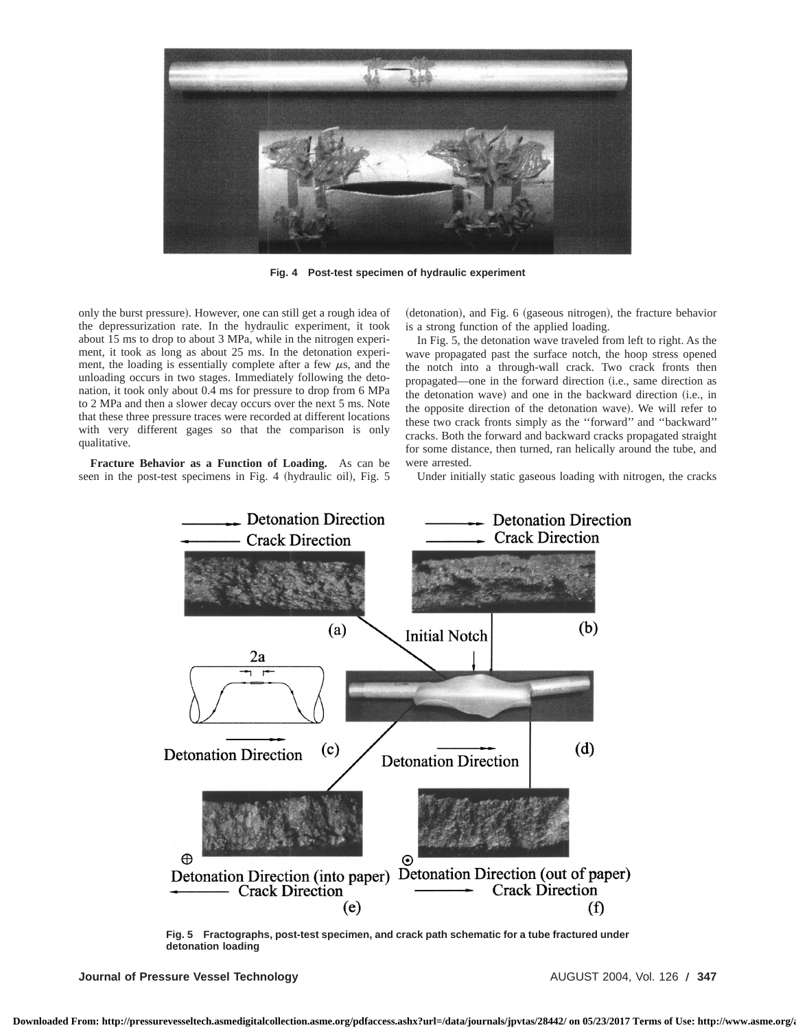Fig. 4 Post-test specimen of hydraulic experiment

only the burst pressure). However, one can still get a rough idea of the depressurization rate. In the hydraulic experiment, it took about 15 ms to drop to about 3 MPa, while in the nitrogen experiment, it took as long as about 25 ms. In the detonation experiment, the loading is essentially complete after a few $\mu$s, and the unloading occurs in two stages. Immediately following the detonation, it took only about 0.4 ms for pressure to drop from 6 MPa to 2 MPa and then a slower decay occurs over the next 5 ms. Note that these three pressure traces were recorded at different locations with very different gages so that the comparison is only qualitative.

**Fracture Behavior as a Function of Loading.** As can be seen in the post-test specimens in Fig. 4 (hydraulic oil), Fig. 5 (detonation), and Fig. 6 (gaseous nitrogen), the fracture behavior is a strong function of the applied loading.

In Fig. 5, the detonation wave traveled from left to right. As the wave propagated past the surface notch, the hoop stress opened the notch into a through-wall crack. Two crack fronts then propagated—one in the forward direction (i.e., same direction as the detonation wave) and one in the backward direction (i.e., in the opposite direction of the detonation wave). We will refer to these two crack fronts simply as the ''forward'' and ''backward'' cracks. Both the forward and backward cracks propagated straight for some distance, then turned, ran helically around the tube, and were arrested.

Under initially static gaseous loading with nitrogen, the cracks

Fig. 5 Fractographs, post-test specimen, and crack path schematic for a tube fractured under detonation loading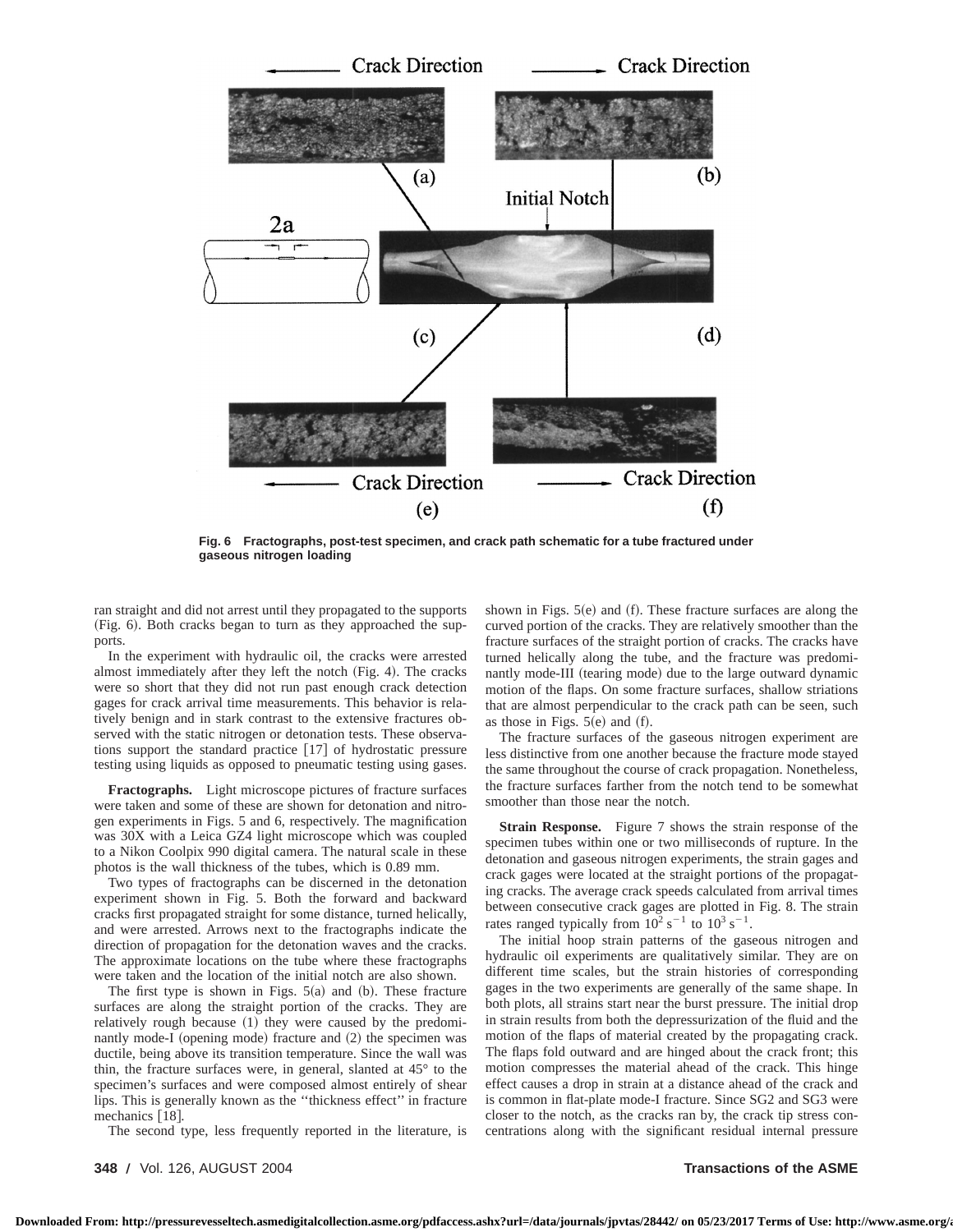Fig. 6 Fractographs, post-test specimen, and crack path schematic for a tube fractured under gaseous nitrogen loading

ran straight and did not arrest until they propagated to the supports (Fig. 6). Both cracks began to turn as they approached the supports.

In the experiment with hydraulic oil, the cracks were arrested almost immediately after they left the notch (Fig. 4). The cracks were so short that they did not run past enough crack detection gages for crack arrival time measurements. This behavior is relatively benign and in stark contrast to the extensive fractures observed with the static nitrogen or detonation tests. These observations support the standard practice [17] of hydrostatic pressure testing using liquids as opposed to pneumatic testing using gases.

**Fractographs.** Light microscope pictures of fracture surfaces were taken and some of these are shown for detonation and nitrogen experiments in Figs. 5 and 6, respectively. The magnification was 30X with a Leica GZ4 light microscope which was coupled to a Nikon Coolpix 990 digital camera. The natural scale in these photos is the wall thickness of the tubes, which is 0.89 mm.

Two types of fractographs can be discerned in the detonation experiment shown in Fig. 5. Both the forward and backward cracks first propagated straight for some distance, turned helically, and were arrested. Arrows next to the fractographs indicate the direction of propagation for the detonation waves and the cracks. The approximate locations on the tube where these fractographs were taken and the location of the initial notch are also shown.

The first type is shown in Figs. 5(a) and (b). These fracture surfaces are along the straight portion of the cracks. They are relatively rough because (1) they were caused by the predominantly mode-I (opening mode) fracture and (2) the specimen was ductile, being above its transition temperature. Since the wall was thin, the fracture surfaces were, in general, slanted at 45° to the specimen's surfaces and were composed almost entirely of shear lips. This is generally known as the "thickness effect" in fracture mechanics [18].

The second type, less frequently reported in the literature, is shown in Figs. 5(e) and (f). These fracture surfaces are along the curved portion of the cracks. They are relatively smoother than the fracture surfaces of the straight portion of cracks. The cracks have turned helically along the tube, and the fracture was predominantly mode-III (tearing mode) due to the large outward dynamic motion of the flaps. On some fracture surfaces, shallow striations that are almost perpendicular to the crack path can be seen, such as those in Figs. 5(e) and (f).

The fracture surfaces of the gaseous nitrogen experiment are less distinctive from one another because the fracture mode stayed the same throughout the course of crack propagation. Nonetheless, the fracture surfaces farther from the notch tend to be somewhat smoother than those near the notch.

**Strain Response.** Figure 7 shows the strain response of the specimen tubes within one or two milliseconds of rupture. In the detonation and gaseous nitrogen experiments, the strain gages and crack gages were located at the straight portions of the propagating cracks. The average crack speeds calculated from arrival times between consecutive crack gages are plotted in Fig. 8. The strain rates ranged typically from $10^2\ \mathrm{s}^{-1}$ to $10^3\ \mathrm{s}^{-1}$.

The initial hoop strain patterns of the gaseous nitrogen and hydraulic oil experiments are qualitatively similar. They are on different time scales, but the strain histories of corresponding gages in the two experiments are generally of the same shape. In both plots, all strains start near the burst pressure. The initial drop in strain results from both the depressurization of the fluid and the motion of the flaps of material created by the propagating crack. The flaps fold outward and are hinged about the crack front; this motion compresses the material ahead of the crack. This hinge effect causes a drop in strain at a distance ahead of the crack and is common in flat-plate mode-I fracture. Since SG2 and SG3 were closer to the notch, as the cracks ran by, the crack tip stress concentrations along with the significant residual internal pressure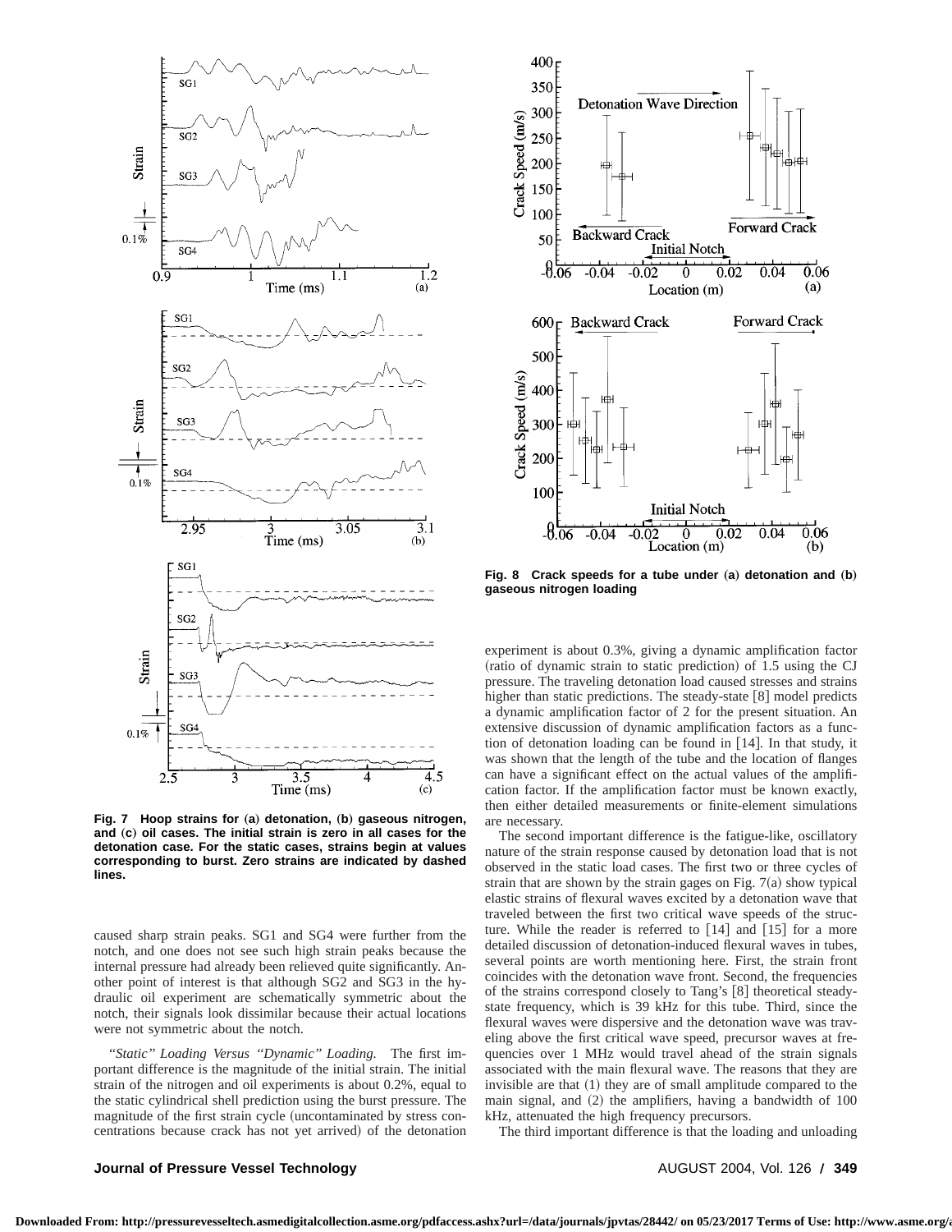Fig. 7 Hoop strains for (a) detonation, (b) gaseous nitrogen, and (c) oil cases. The initial strain is zero in all cases for the detonation case. For the static cases, strains begin at values corresponding to burst. Zero strains are indicated by dashed lines.

Fig. 8 Crack speeds for a tube under (a) detonation and (b) gaseous nitrogen loading

caused sharp strain peaks. SG1 and SG4 were further from the notch, and one does not see such high strain peaks because the internal pressure had already been relieved quite significantly. Another point of interest is that although SG2 and SG3 in the hydraulic oil experiment are schematically symmetric about the notch, their signals look dissimilar because their actual locations were not symmetric about the notch.

*"Static" Loading Versus "Dynamic" Loading.* The first important difference is the magnitude of the initial strain. The initial strain of the nitrogen and oil experiments is about 0.2%, equal to the static cylindrical shell prediction using the burst pressure. The magnitude of the first strain cycle (uncontaminated by stress concentrations because crack has not yet arrived) of the detonation experiment is about 0.3%, giving a dynamic amplification factor (ratio of dynamic strain to static prediction) of 1.5 using the CJ pressure. The traveling detonation load caused stresses and strains higher than static predictions. The steady-state [8] model predicts a dynamic amplification factor of 2 for the present situation. An extensive discussion of dynamic amplification factors as a function of detonation loading can be found in [14]. In that study, it was shown that the length of the tube and the location of flanges can have a significant effect on the actual values of the amplification factor. If the amplification factor must be known exactly, then either detailed measurements or finite-element simulations are necessary.

The second important difference is the fatigue-like, oscillatory nature of the strain response caused by detonation load that is not observed in the static load cases. The first two or three cycles of strain that are shown by the strain gages on Fig. 7(a) show typical elastic strains of flexural waves excited by a detonation wave that traveled between the first two critical wave speeds of the structure. While the reader is referred to [14] and [15] for a more detailed discussion of detonation-induced flexural waves in tubes, several points are worth mentioning here. First, the strain front coincides with the detonation wave front. Second, the frequencies of the strains correspond closely to Tang's [8] theoretical steady-state frequency, which is 39 kHz for this tube. Third, since the flexural waves were dispersive and the detonation wave was traveling above the first critical wave speed, precursor waves at frequencies over 1 MHz would travel ahead of the strain signals associated with the main flexural wave. The reasons that they are invisible are that (1) they are of small amplitude compared to the main signal, and (2) the amplifiers, having a bandwidth of 100 kHz, attenuated the high frequency precursors.

The third important difference is that the loading and unloading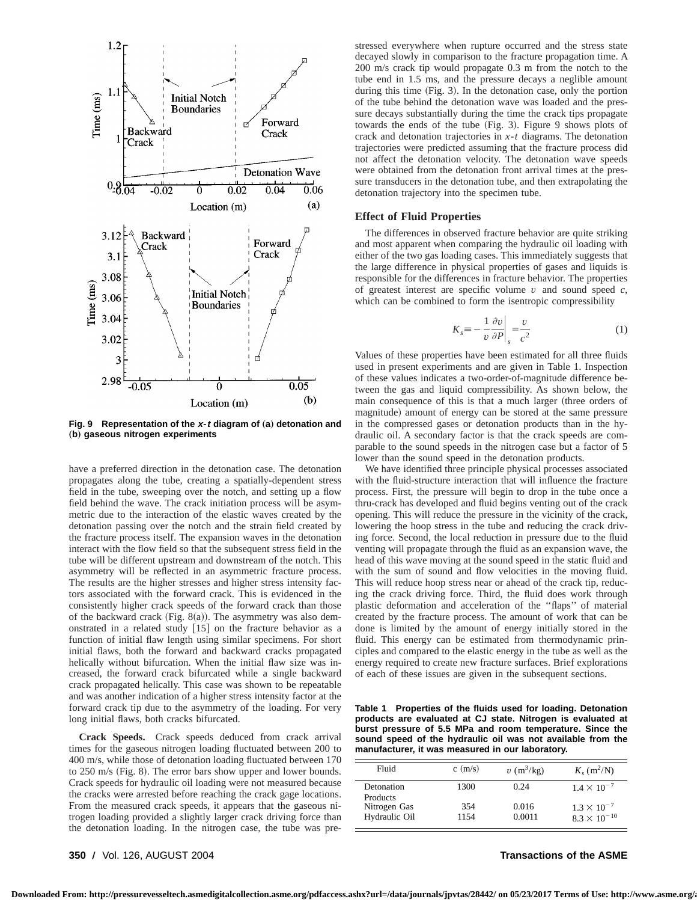Fig. 9 Representation of the $x$-$t$ diagram of (a) detonation and (b) gaseous nitrogen experiments

have a preferred direction in the detonation case. The detonation propagates along the tube, creating a spatially-dependent stress field in the tube, sweeping over the notch, and setting up a flow field behind the wave. The crack initiation process will be asymmetric due to the interaction of the elastic waves created by the detonation passing over the notch and the strain field created by the fracture process itself. The expansion waves in the detonation interact with the flow field so that the subsequent stress field in the tube will be different upstream and downstream of the notch. This asymmetry will be reflected in an asymmetric fracture process. The results are the higher stresses and higher stress intensity factors associated with the forward crack. This is evidenced in the consistently higher crack speeds of the forward crack than those of the backward crack (Fig. 8(a)). The asymmetry was also demonstrated in a related study [15] on the fracture behavior as a function of initial flaw length using similar specimens. For short initial flaws, both the forward and backward cracks propagated helically without bifurcation. When the initial flaw size was increased, the forward crack bifurcated while a single backward crack propagated helically. This case was shown to be repeatable and was another indication of a higher stress intensity factor at the forward crack tip due to the asymmetry of the loading. For very long initial flaws, both cracks bifurcated.

**Crack Speeds.** Crack speeds deduced from crack arrival times for the gaseous nitrogen loading fluctuated between 200 to 400 m/s, while those of detonation loading fluctuated between 170 to 250 m/s (Fig. 8). The error bars show upper and lower bounds. Crack speeds for hydraulic oil loading were not measured because the cracks were arrested before reaching the crack gage locations. From the measured crack speeds, it appears that the gaseous nitrogen loading provided a slightly larger crack driving force than the detonation loading. In the nitrogen case, the tube was prestressed everywhere when rupture occurred and the stress state decayed slowly in comparison to the fracture propagation time. A 200 m/s crack tip would propagate 0.3 m from the notch to the tube end in 1.5 ms, and the pressure decays a neglible amount during this time (Fig. 3). In the detonation case, only the portion of the tube behind the detonation wave was loaded and the pressure decays substantially during the time the crack tips propagate towards the ends of the tube (Fig. 3). Figure 9 shows plots of crack and detonation trajectories in $x$-$t$ diagrams. The detonation trajectories were predicted assuming that the fracture process did not affect the detonation velocity. The detonation wave speeds were obtained from the detonation front arrival times at the pressure transducers in the detonation tube, and then extrapolating the detonation trajectory into the specimen tube.

## Effect of Fluid Properties

The differences in observed fracture behavior are quite striking and most apparent when comparing the hydraulic oil loading with either of the two gas loading cases. This immediately suggests that the large difference in physical properties of gases and liquids is responsible for the differences in fracture behavior. The properties of greatest interest are specific volume $v$ and sound speed $c$, which can be combined to form the isentropic compressibility

$$K_s \equiv -\frac{1}{v}\frac{\partial v}{\partial P}\bigg|_s = \frac{v}{c^2} \tag{1}$$

Values of these properties have been estimated for all three fluids used in present experiments and are given in Table 1. Inspection of these values indicates a two-order-of-magnitude difference between the gas and liquid compressibility. As shown below, the main consequence of this is that a much larger (three orders of magnitude) amount of energy can be stored at the same pressure in the compressed gases or detonation products than in the hydraulic oil. A secondary factor is that the crack speeds are comparable to the sound speeds in the nitrogen case but a factor of 5 lower than the sound speed in the detonation products.

We have identified three principle physical processes associated with the fluid-structure interaction that will influence the fracture process. First, the pressure will begin to drop in the tube once a thru-crack has developed and fluid begins venting out of the crack opening. This will reduce the pressure in the vicinity of the crack, lowering the hoop stress in the tube and reducing the crack driving force. Second, the local reduction in pressure due to the fluid venting will propagate through the fluid as an expansion wave, the head of this wave moving at the sound speed in the static fluid and with the sum of sound and flow velocities in the moving fluid. This will reduce hoop stress near or ahead of the crack tip, reducing the crack driving force. Third, the fluid does work through plastic deformation and acceleration of the "flaps" of material created by the fracture process. The amount of work that can be done is limited by the amount of energy initially stored in the fluid. This energy can be estimated from thermodynamic principles and compared to the elastic energy in the tube as well as the energy required to create new fracture surfaces. Brief explorations of each of these issues are given in the subsequent sections.

**Table 1 Properties of the fluids used for loading. Detonation products are evaluated at CJ state. Nitrogen is evaluated at burst pressure of 5.5 MPa and room temperature. Since the sound speed of the hydraulic oil was not available from the manufacturer, it was measured in our laboratory.**

| Fluid | c (m/s) | $v$ ($m^3$/kg) | $K_s$ ($m^2$/N) |
|---|---|---|---|
| Detonation Products | 1300 | 0.24 | $1.4\times10^{-7}$ |
| Nitrogen Gas | 354 | 0.016 | $1.3\times10^{-7}$ |
| Hydraulic Oil | 1154 | 0.0011 | $8.3\times10^{-10}$ |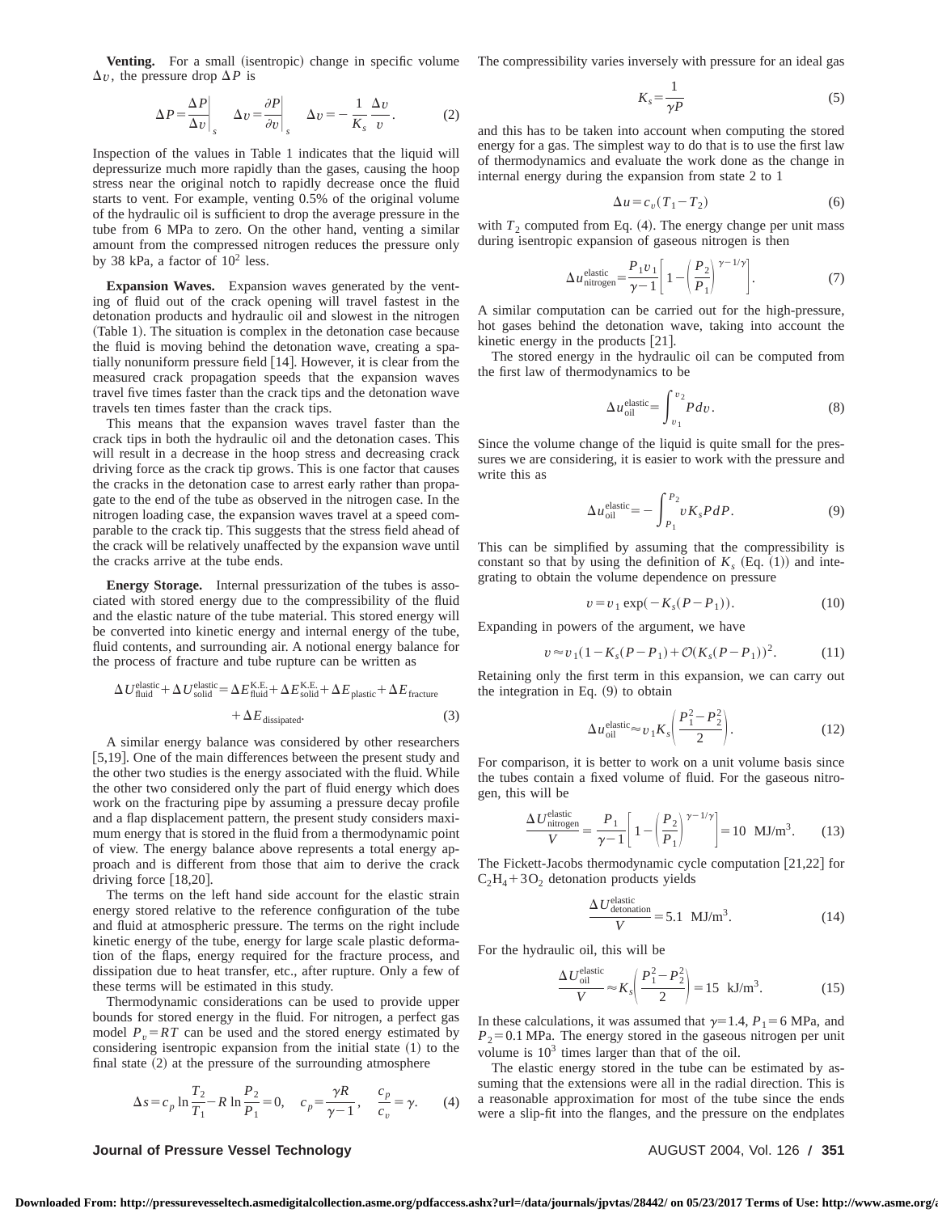**Venting.** For a small (isentropic) change in specific volume $\Delta v$, the pressure drop $\Delta P$ is

$$\Delta P = \left.\frac{\Delta P}{\Delta v}\right|_s \Delta v = \left.\frac{\partial P}{\partial v}\right|_s \Delta v = -\frac{1}{K_s}\frac{\Delta v}{v}. \qquad (2)$$

Inspection of the values in Table 1 indicates that the liquid will depressurize much more rapidly than the gases, causing the hoop stress near the original notch to rapidly decrease once the fluid starts to vent. For example, venting 0.5% of the original volume of the hydraulic oil is sufficient to drop the average pressure in the tube from 6 MPa to zero. On the other hand, venting a similar amount from the compressed nitrogen reduces the pressure only by 38 kPa, a factor of $10^2$ less.

**Expansion Waves.** Expansion waves generated by the venting of fluid out of the crack opening will travel fastest in the detonation products and hydraulic oil and slowest in the nitrogen (Table 1). The situation is complex in the detonation case because the fluid is moving behind the detonation wave, creating a spatially nonuniform pressure field [14]. However, it is clear from the measured crack propagation speeds that the expansion waves travel five times faster than the crack tips and the detonation wave travels ten times faster than the crack tips.

This means that the expansion waves travel faster than the crack tips in both the hydraulic oil and the detonation cases. This will result in a decrease in the hoop stress and decreasing crack driving force as the crack tip grows. This is one factor that causes the cracks in the detonation case to arrest early rather than propagate to the end of the tube as observed in the nitrogen case. In the nitrogen loading case, the expansion waves travel at a speed comparable to the crack tip. This suggests that the stress field ahead of the crack will be relatively unaffected by the expansion wave until the cracks arrive at the tube ends.

**Energy Storage.** Internal pressurization of the tubes is associated with stored energy due to the compressibility of the fluid and the elastic nature of the tube material. This stored energy will be converted into kinetic energy and internal energy of the tube, fluid contents, and surrounding air. A notional energy balance for the process of fracture and tube rupture can be written as

$$\Delta U_{\text{fluid}}^{\text{elastic}} + \Delta U_{\text{solid}}^{\text{elastic}} = \Delta E_{\text{fluid}}^{\text{K.E.}} + \Delta E_{\text{solid}}^{\text{K.E.}} + \Delta E_{\text{plastic}} + \Delta E_{\text{fracture}} + \Delta E_{\text{dissipated}}. \qquad (3)$$

A similar energy balance was considered by other researchers [5,19]. One of the main differences between the present study and the other two studies is the energy associated with the fluid. While the other two considered only the part of fluid energy which does work on the fracturing pipe by assuming a pressure decay profile and a flap displacement pattern, the present study considers maximum energy that is stored in the fluid from a thermodynamic point of view. The energy balance above represents a total energy approach and is different from those that aim to derive the crack driving force [18,20].

The terms on the left hand side account for the elastic strain energy stored relative to the reference configuration of the tube and fluid at atmospheric pressure. The terms on the right include kinetic energy of the tube, energy for large scale plastic deformation of the flaps, energy required for the fracture process, and dissipation due to heat transfer, etc., after rupture. Only a few of these terms will be estimated in this study.

Thermodynamic considerations can be used to provide upper bounds for stored energy in the fluid. For nitrogen, a perfect gas model $P_v = RT$ can be used and the stored energy estimated by considering isentropic expansion from the initial state (1) to the final state (2) at the pressure of the surrounding atmosphere

$$\Delta s = c_p \ln\frac{T_2}{T_1} - R\ln\frac{P_2}{P_1} = 0, \quad c_p = \frac{\gamma R}{\gamma - 1}, \quad \frac{c_p}{c_v} = \gamma. \qquad (4)$$

The compressibility varies inversely with pressure for an ideal gas

$$K_s = \frac{1}{\gamma P} \qquad (5)$$

and this has to be taken into account when computing the stored energy for a gas. The simplest way to do that is to use the first law of thermodynamics and evaluate the work done as the change in internal energy during the expansion from state 2 to 1

$$\Delta u = c_v(T_1 - T_2) \qquad (6)$$

with $T_2$ computed from Eq. (4). The energy change per unit mass during isentropic expansion of gaseous nitrogen is then

$$\Delta u_{\text{nitrogen}}^{\text{elastic}} = \frac{P_1 v_1}{\gamma - 1}\left[1 - \left(\frac{P_2}{P_1}\right)^{\gamma - 1/\gamma}\right]. \qquad (7)$$

A similar computation can be carried out for the high-pressure, hot gases behind the detonation wave, taking into account the kinetic energy in the products [21].

The stored energy in the hydraulic oil can be computed from the first law of thermodynamics to be

$$\Delta u_{\text{oil}}^{\text{elastic}} = \int_{v_1}^{v_2} P\,dv. \qquad (8)$$

Since the volume change of the liquid is quite small for the pressures we are considering, it is easier to work with the pressure and write this as

$$\Delta u_{\text{oil}}^{\text{elastic}} = -\int_{P_1}^{P_2} v K_s P\,dP. \qquad (9)$$

This can be simplified by assuming that the compressibility is constant so that by using the definition of $K_s$ (Eq. (1)) and integrating to obtain the volume dependence on pressure

$$v = v_1 \exp(-K_s(P - P_1)). \qquad (10)$$

Expanding in powers of the argument, we have

$$v \approx v_1(1 - K_s(P - P_1) + \mathcal{O}(K_s(P - P_1))^2. \qquad (11)$$

Retaining only the first term in this expansion, we can carry out the integration in Eq. (9) to obtain

$$\Delta u_{\text{oil}}^{\text{elastic}} \approx v_1 K_s\left(\frac{P_1^2 - P_2^2}{2}\right). \qquad (12)$$

For comparison, it is better to work on a unit volume basis since the tubes contain a fixed volume of fluid. For the gaseous nitrogen, this will be

$$\frac{\Delta U_{\text{nitrogen}}^{\text{elastic}}}{V} = \frac{P_1}{\gamma - 1}\left[1 - \left(\frac{P_2}{P_1}\right)^{\gamma - 1/\gamma}\right] = 10 \text{ MJ/m}^3. \qquad (13)$$

The Fickett-Jacobs thermodynamic cycle computation [21,22] for $C_2H_4 + 3O_2$ detonation products yields

$$\frac{\Delta U_{\text{detonation}}^{\text{elastic}}}{V} = 5.1 \text{ MJ/m}^3. \qquad (14)$$

For the hydraulic oil, this will be

$$\frac{\Delta U_{\text{oil}}^{\text{elastic}}}{V} \approx K_s\left(\frac{P_1^2 - P_2^2}{2}\right) = 15 \text{ kJ/m}^3. \qquad (15)$$

In these calculations, it was assumed that $\gamma = 1.4$, $P_1 = 6$ MPa, and $P_2 = 0.1$ MPa. The energy stored in the gaseous nitrogen per unit volume is $10^3$ times larger than that of the oil.

The elastic energy stored in the tube can be estimated by assuming that the extensions were all in the radial direction. This is a reasonable approximation for most of the tube since the ends were a slip-fit into the flanges, and the pressure on the endplates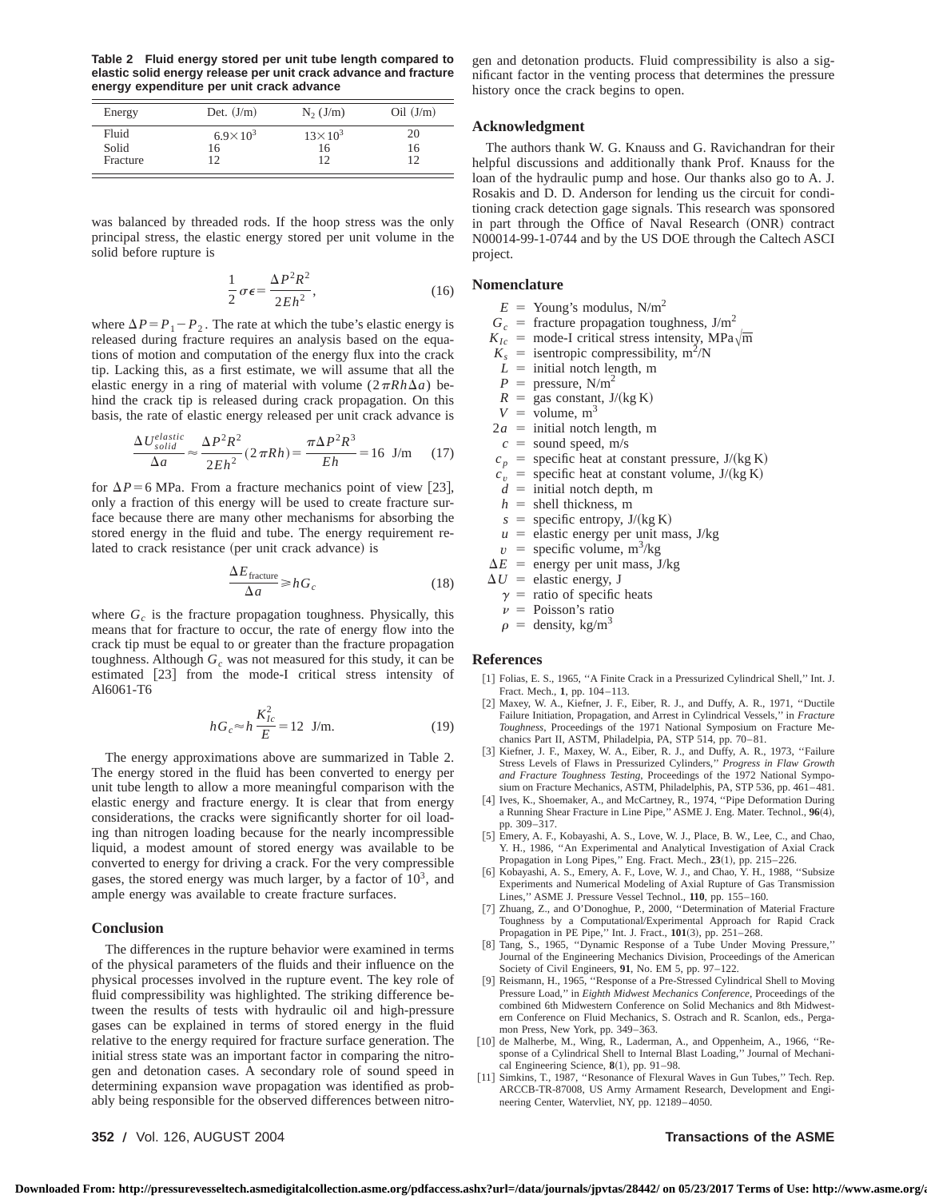**Table 2 Fluid energy stored per unit tube length compared to elastic solid energy release per unit crack advance and fracture energy expenditure per unit crack advance**

| Energy | Det. (J/m) | $N_2$ (J/m) | Oil (J/m) |
|---|---|---|---|
| Fluid | $6.9\times10^3$ | $13\times10^3$ | 20 |
| Solid | 16 | 16 | 16 |
| Fracture | 12 | 12 | 12 |

was balanced by threaded rods. If the hoop stress was the only principal stress, the elastic energy stored per unit volume in the solid before rupture is

$$\frac{1}{2}\sigma\epsilon = \frac{\Delta P^2 R^2}{2Eh^2}, \tag{16}$$

where $\Delta P = P_1 - P_2$. The rate at which the tube's elastic energy is released during fracture requires an analysis based on the equations of motion and computation of the energy flux into the crack tip. Lacking this, as a first estimate, we will assume that all the elastic energy in a ring of material with volume $(2\pi Rh\Delta a)$ behind the crack tip is released during crack propagation. On this basis, the rate of elastic energy released per unit crack advance is

$$\frac{\Delta U_{solid}^{elastic}}{\Delta a} \approx \frac{\Delta P^2 R^2}{2Eh^2}(2\pi Rh) = \frac{\pi \Delta P^2 R^3}{Eh} = 16 \text{ J/m} \tag{17}$$

for $\Delta P = 6$ MPa. From a fracture mechanics point of view [23], only a fraction of this energy will be used to create fracture surface because there are many other mechanisms for absorbing the stored energy in the fluid and tube. The energy requirement related to crack resistance (per unit crack advance) is

$$\frac{\Delta E_{\text{fracture}}}{\Delta a} \geqslant hG_c \tag{18}$$

where $G_c$ is the fracture propagation toughness. Physically, this means that for fracture to occur, the rate of energy flow into the crack tip must be equal to or greater than the fracture propagation toughness. Although $G_c$ was not measured for this study, it can be estimated [23] from the mode-I critical stress intensity of Al6061-T6

$$hG_c \approx h\frac{K_{Ic}^2}{E} = 12 \text{ J/m}. \tag{19}$$

The energy approximations above are summarized in Table 2. The energy stored in the fluid has been converted to energy per unit tube length to allow a more meaningful comparison with the elastic energy and fracture energy. It is clear that from energy considerations, the cracks were significantly shorter for oil loading than nitrogen loading because for the nearly incompressible liquid, a modest amount of stored energy was available to be converted to energy for driving a crack. For the very compressible gases, the stored energy was much larger, by a factor of $10^3$, and ample energy was available to create fracture surfaces.

## Conclusion

The differences in the rupture behavior were examined in terms of the physical parameters of the fluids and their influence on the physical processes involved in the rupture event. The key role of fluid compressibility was highlighted. The striking difference between the results of tests with hydraulic oil and high-pressure gases can be explained in terms of stored energy in the fluid relative to the energy required for fracture surface generation. The initial stress state was an important factor in comparing the nitrogen and detonation cases. A secondary role of sound speed in determining expansion wave propagation was identified as probably being responsible for the observed differences between nitrogen and detonation products. Fluid compressibility is also a significant factor in the venting process that determines the pressure history once the crack begins to open.

## Acknowledgment

The authors thank W. G. Knauss and G. Ravichandran for their helpful discussions and additionally thank Prof. Knauss for the loan of the hydraulic pump and hose. Our thanks also go to A. J. Rosakis and D. D. Anderson for lending us the circuit for conditioning crack detection gage signals. This research was sponsored in part through the Office of Naval Research (ONR) contract N00014-99-1-0744 and by the US DOE through the Caltech ASCI project.

## Nomenclature

- $E$ = Young's modulus, $\text{N/m}^2$
- $G_c$ = fracture propagation toughness, $\text{J/m}^2$
- $K_{Ic}$ = mode-I critical stress intensity, $\text{MPa}\sqrt{\text{m}}$
- $K_s$ = isentropic compressibility, $\text{m}^2/\text{N}$
- $L$ = initial notch length, m
- $P$ = pressure, $\text{N/m}^2$
- $R$ = gas constant, J/(kg K)
- $V$ = volume, $\text{m}^3$
- $2a$ = initial notch length, m
- $c$ = sound speed, m/s
- $c_p$ = specific heat at constant pressure, J/(kg K)
- $c_v$ = specific heat at constant volume, J/(kg K)
- $d$ = initial notch depth, m
- $h$ = shell thickness, m
- $s$ = specific entropy, J/(kg K)
- $u$ = elastic energy per unit mass, J/kg
- $v$ = specific volume, $\text{m}^3/\text{kg}$
- $\Delta E$ = energy per unit mass, J/kg
- $\Delta U$ = elastic energy, J
- $\gamma$ = ratio of specific heats
- $\nu$ = Poisson's ratio
- $\rho$ = density, $\text{kg/m}^3$

## References

[1] Folias, E. S., 1965, "A Finite Crack in a Pressurized Cylindrical Shell," Int. J. Fract. Mech., **1**, pp. 104–113.

[2] Maxey, W. A., Kiefner, J. F., Eiber, R. J., and Duffy, A. R., 1971, "Ductile Failure Initiation, Propagation, and Arrest in Cylindrical Vessels," in *Fracture Toughness*, Proceedings of the 1971 National Symposium on Fracture Mechanics Part II, ASTM, Philadelphia, PA, STP 514, pp. 70–81.

[3] Kiefner, J. F., Maxey, W. A., Eiber, R. J., and Duffy, A. R., 1973, "Failure Stress Levels of Flaws in Pressurized Cylinders," *Progress in Flaw Growth and Fracture Toughness Testing*, Proceedings of the 1972 National Symposium on Fracture Mechanics, ASTM, Philadelphis, PA, STP 536, pp. 461–481.

[4] Ives, K., Shoemaker, A., and McCartney, R., 1974, "Pipe Deformation During a Running Shear Fracture in Line Pipe," ASME J. Eng. Mater. Technol., **96**(4), pp. 309–317.

[5] Emery, A. F., Kobayashi, A. S., Love, W. J., Place, B. W., Lee, C., and Chao, Y. H., 1986, "An Experimental and Analytical Investigation of Axial Crack Propagation in Long Pipes," Eng. Fract. Mech., **23**(1), pp. 215–226.

[6] Kobayashi, A. S., Emery, A. F., Love, W. J., and Chao, Y. H., 1988, "Subsize Experiments and Numerical Modeling of Axial Rupture of Gas Transmission Lines," ASME J. Pressure Vessel Technol., **110**, pp. 155–160.

[7] Zhuang, Z., and O'Donoghue, P., 2000, "Determination of Material Fracture Toughness by a Computational/Experimental Approach for Rapid Crack Propagation in PE Pipe," Int. J. Fract., **101**(3), pp. 251–268.

[8] Tang, S., 1965, "Dynamic Response of a Tube Under Moving Pressure," Journal of the Engineering Mechanics Division, Proceedings of the American Society of Civil Engineers, **91**, No. EM 5, pp. 97–122.

[9] Reismann, H., 1965, "Response of a Pre-Stressed Cylindrical Shell to Moving Pressure Load," in *Eighth Midwest Mechanics Conference*, Proceedings of the combined 6th Midwestern Conference on Solid Mechanics and 8th Midwestern Conference on Fluid Mechanics, S. Ostrach and R. Scanlon, eds., Pergamon Press, New York, pp. 349–363.

[10] de Malherbe, M., Wing, R., Laderman, A., and Oppenheim, A., 1966, "Response of a Cylindrical Shell to Internal Blast Loading," Journal of Mechanical Engineering Science, **8**(1), pp. 91–98.

[11] Simkins, T., 1987, "Resonance of Flexural Waves in Gun Tubes," Tech. Rep. ARCCB-TR-87008, US Army Armament Research, Development and Engineering Center, Watervliet, NY, pp. 12189–4050.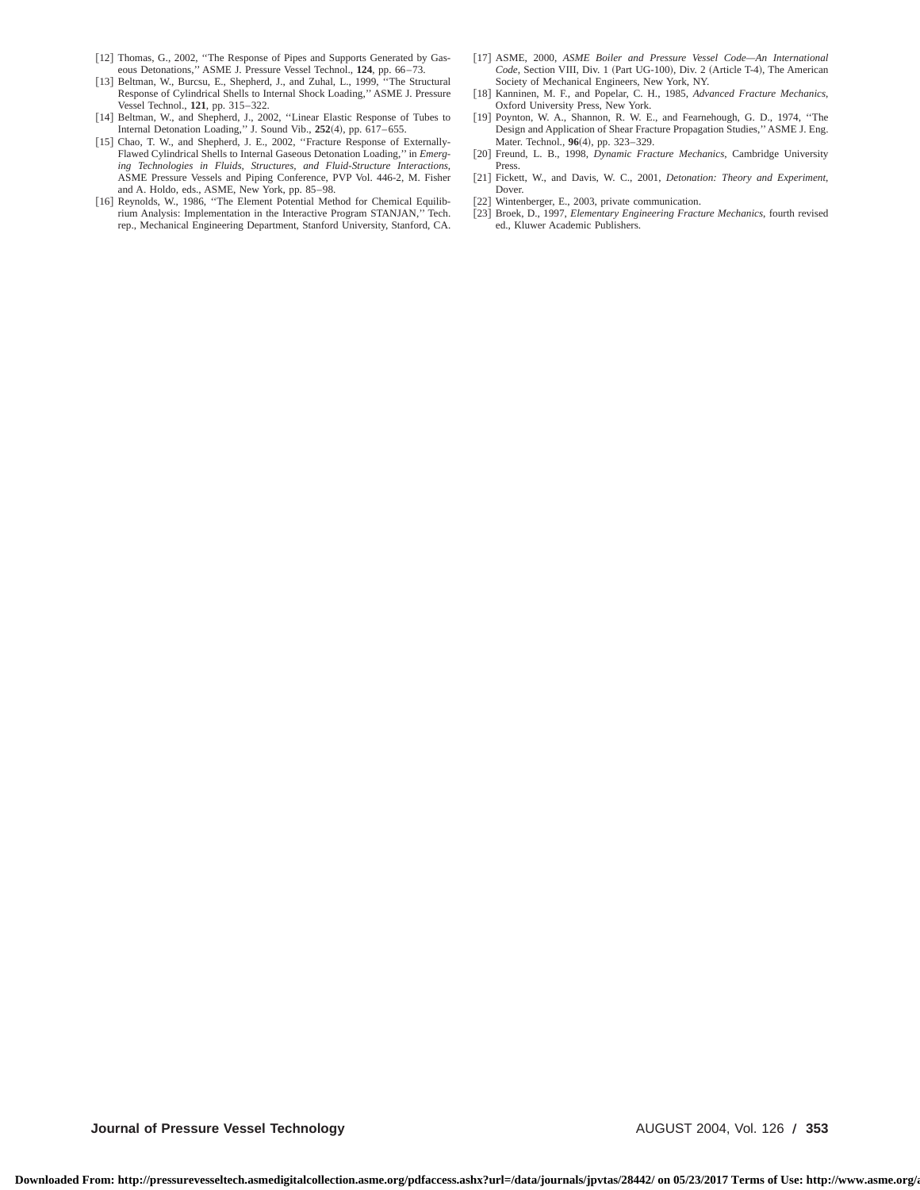[12] Thomas, G., 2002, ''The Response of Pipes and Supports Generated by Gaseous Detonations,'' ASME J. Pressure Vessel Technol., **124**, pp. 66–73.

[13] Beltman, W., Burcsu, E., Shepherd, J., and Zuhal, L., 1999, ''The Structural Response of Cylindrical Shells to Internal Shock Loading,'' ASME J. Pressure Vessel Technol., **121**, pp. 315–322.

[14] Beltman, W., and Shepherd, J., 2002, ''Linear Elastic Response of Tubes to Internal Detonation Loading,'' J. Sound Vib., **252**(4), pp. 617–655.

[15] Chao, T. W., and Shepherd, J. E., 2002, ''Fracture Response of Externally-Flawed Cylindrical Shells to Internal Gaseous Detonation Loading,'' in *Emerging Technologies in Fluids, Structures, and Fluid-Structure Interactions*, ASME Pressure Vessels and Piping Conference, PVP Vol. 446-2, M. Fisher and A. Holdo, eds., ASME, New York, pp. 85–98.

[16] Reynolds, W., 1986, ''The Element Potential Method for Chemical Equilibrium Analysis: Implementation in the Interactive Program STANJAN,'' Tech. rep., Mechanical Engineering Department, Stanford University, Stanford, CA.

[17] ASME, 2000, *ASME Boiler and Pressure Vessel Code—An International Code*, Section VIII, Div. 1 (Part UG-100), Div. 2 (Article T-4), The American Society of Mechanical Engineers, New York, NY.

[18] Kanninen, M. F., and Popelar, C. H., 1985, *Advanced Fracture Mechanics*, Oxford University Press, New York.

[19] Poynton, W. A., Shannon, R. W. E., and Fearnehough, G. D., 1974, ''The Design and Application of Shear Fracture Propagation Studies,'' ASME J. Eng. Mater. Technol., **96**(4), pp. 323–329.

[20] Freund, L. B., 1998, *Dynamic Fracture Mechanics*, Cambridge University Press.

[21] Fickett, W., and Davis, W. C., 2001, *Detonation: Theory and Experiment*, Dover.

[22] Wintenberger, E., 2003, private communication.

[23] Broek, D., 1997, *Elementary Engineering Fracture Mechanics*, fourth revised ed., Kluwer Academic Publishers.